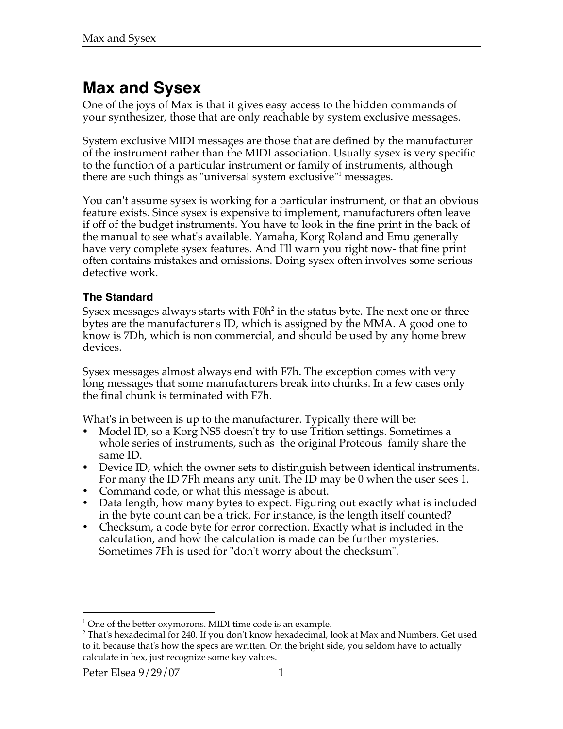# Max and Sysex

One of the joys of Max is that it gives easy access to the hidden commands of your synthesizer, those that are only reachable by system exclusive messages.

System exclusive MIDI messages are those that are defined by the manufacturer of the instrument rather than the MIDI association. Usually sysex is very specific to the function of a particular instrument or family of instruments, although there are such things as "universal system exclusive"[1] messages.

You can't assume sysex is working for a particular instrument, or that an obvious feature exists. Since sysex is expensive to implement, manufacturers often leave if off of the budget instruments. You have to look in the fine print in the back of the manual to see what's available. Yamaha, Korg Roland and Emu generally have very complete sysex features. And I'll warn you right now- that fine print often contains mistakes and omissions. Doing sysex often involves some serious detective work.

### The Standard

Sysex messages always starts with F0h[2] in the status byte. The next one or three bytes are the manufacturer's ID, which is assigned by the MMA. A good one to know is 7Dh, which is non commercial, and should be used by any home brew devices.

Sysex messages almost always end with F7h. The exception comes with very long messages that some manufacturers break into chunks. In a few cases only the final chunk is terminated with F7h.

What's in between is up to the manufacturer. Typically there will be:

- Model ID, so a Korg NS5 doesn't try to use Trition settings. Sometimes a whole series of instruments, such as the original Proteous family share the same ID.
- Device ID, which the owner sets to distinguish between identical instruments. For many the ID 7Fh means any unit. The ID may be 0 when the user sees 1.
- Command code, or what this message is about.
- Data length, how many bytes to expect. Figuring out exactly what is included in the byte count can be a trick. For instance, is the length itself counted?
- Checksum, a code byte for error correction. Exactly what is included in the calculation, and how the calculation is made can be further mysteries. Sometimes 7Fh is used for "don't worry about the checksum".

---

[1] One of the better oxymorons. MIDI time code is an example.

[2] That's hexadecimal for 240. If you don't know hexadecimal, look at Max and Numbers. Get used to it, because that's how the specs are written. On the bright side, you seldom have to actually calculate in hex, just recognize some key values.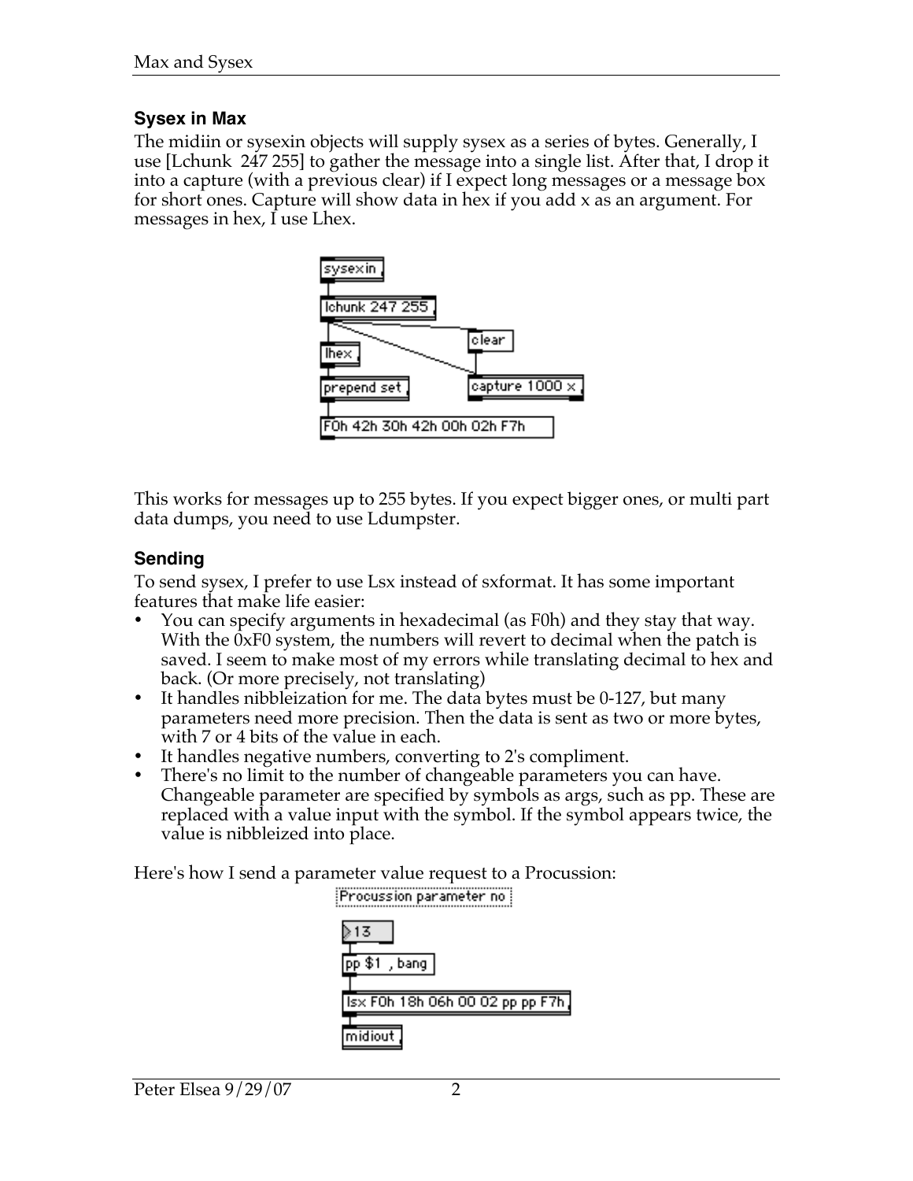### Sysex in Max

The midiin or sysexin objects will supply sysex as a series of bytes. Generally, I use [Lchunk 247 255] to gather the message into a single list. After that, I drop it into a capture (with a previous clear) if I expect long messages or a message box for short ones. Capture will show data in hex if you add x as an argument. For messages in hex, I use Lhex.

This works for messages up to 255 bytes. If you expect bigger ones, or multi part data dumps, you need to use Ldumpster.

### Sending

To send sysex, I prefer to use Lsx instead of sxformat. It has some important features that make life easier:

- You can specify arguments in hexadecimal (as F0h) and they stay that way. With the 0xF0 system, the numbers will revert to decimal when the patch is saved. I seem to make most of my errors while translating decimal to hex and back. (Or more precisely, not translating)
- It handles nibbleization for me. The data bytes must be 0-127, but many parameters need more precision. Then the data is sent as two or more bytes, with 7 or 4 bits of the value in each.
- It handles negative numbers, converting to 2's compliment.
- There's no limit to the number of changeable parameters you can have. Changeable parameter are specified by symbols as args, such as pp. These are replaced with a value input with the symbol. If the symbol appears twice, the value is nibbleized into place.

Here's how I send a parameter value request to a Procussion: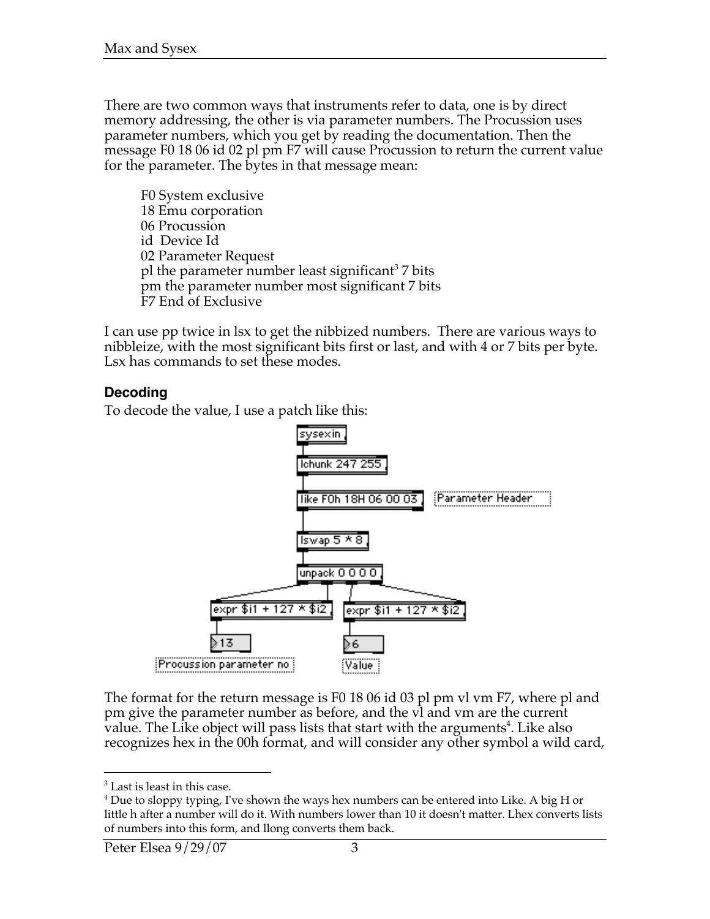There are two common ways that instruments refer to data, one is by direct memory addressing, the other is via parameter numbers. The Procussion uses parameter numbers, which you get by reading the documentation. Then the message F0 18 06 id 02 pl pm F7 will cause Procussion to return the current value for the parameter. The bytes in that message mean:

F0 System exclusive
18 Emu corporation
06 Procussion
id  Device Id
02 Parameter Request
pl the parameter number least significant[3] 7 bits
pm the parameter number most significant 7 bits
F7 End of Exclusive

I can use pp twice in lsx to get the nibbized numbers. There are various ways to nibbleize, with the most significant bits first or last, and with 4 or 7 bits per byte. Lsx has commands to set these modes.

### Decoding

To decode the value, I use a patch like this:

The format for the return message is F0 18 06 id 03 pl pm vl vm F7, where pl and pm give the parameter number as before, and the vl and vm are the current value. The Like object will pass lists that start with the arguments[4]. Like also recognizes hex in the 00h format, and will consider any other symbol a wild card,

---

[3] Last is least in this case.

[4] Due to sloppy typing, I've shown the ways hex numbers can be entered into Like. A big H or little h after a number will do it. With numbers lower than 10 it doesn't matter. Lhex converts lists of numbers into this form, and llong converts them back.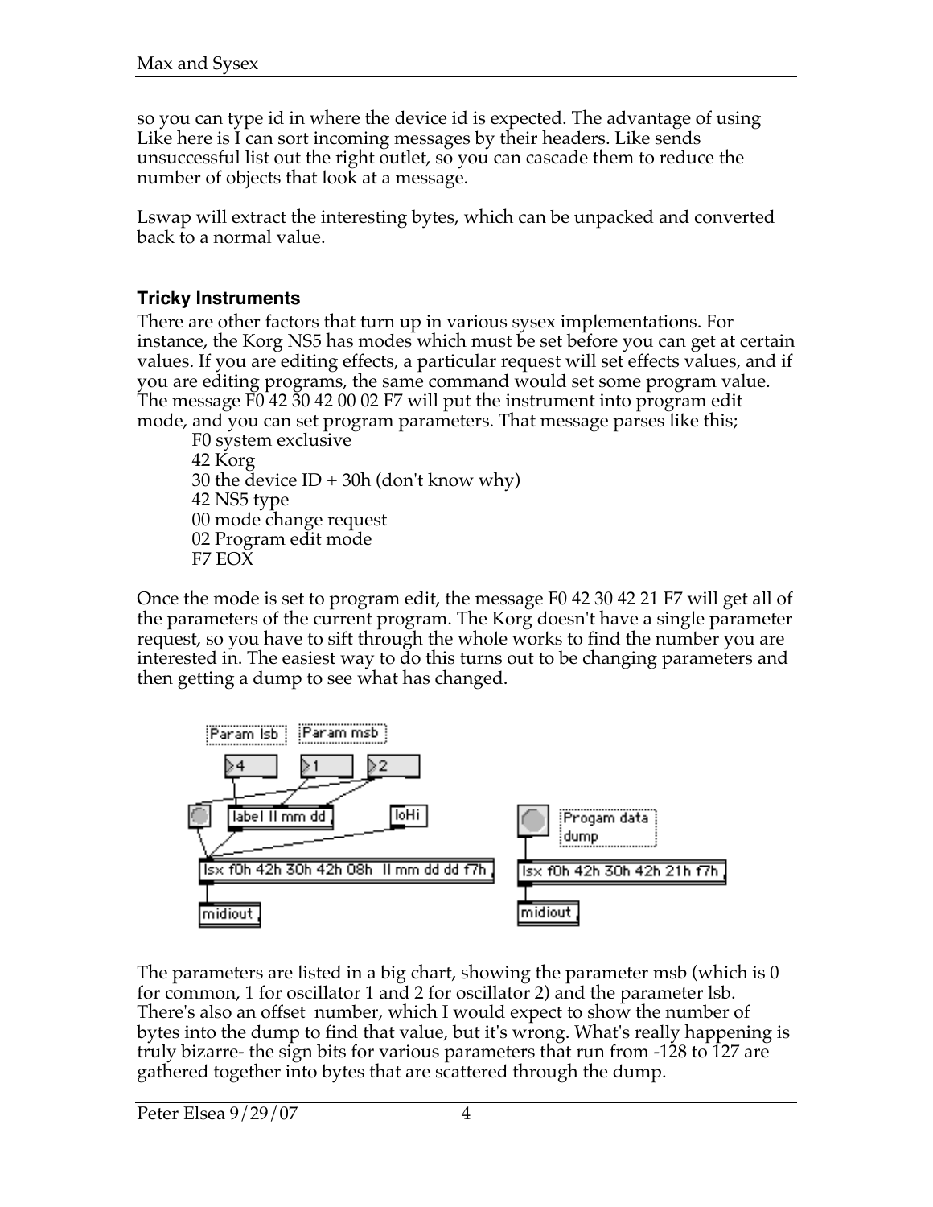so you can type id in where the device id is expected. The advantage of using Like here is I can sort incoming messages by their headers. Like sends unsuccessful list out the right outlet, so you can cascade them to reduce the number of objects that look at a message.

Lswap will extract the interesting bytes, which can be unpacked and converted back to a normal value.

### Tricky Instruments

There are other factors that turn up in various sysex implementations. For instance, the Korg NS5 has modes which must be set before you can get at certain values. If you are editing effects, a particular request will set effects values, and if you are editing programs, the same command would set some program value. The message F0 42 30 42 00 02 F7 will put the instrument into program edit mode, and you can set program parameters. That message parses like this;

F0 system exclusive
42 Korg
30 the device ID + 30h (don't know why)
42 NS5 type
00 mode change request
02 Program edit mode
F7 EOX

Once the mode is set to program edit, the message F0 42 30 42 21 F7 will get all of the parameters of the current program. The Korg doesn't have a single parameter request, so you have to sift through the whole works to find the number you are interested in. The easiest way to do this turns out to be changing parameters and then getting a dump to see what has changed.

```
Param lsb   Param msb
[4]   [1]   [2]
label ll mm dd        loHi
lsx f0h 42h 30h 42h 08h  ll mm dd dd f7h
midiout

Progam data dump
lsx f0h 42h 30h 42h 21h f7h
midiout
```

The parameters are listed in a big chart, showing the parameter msb (which is 0 for common, 1 for oscillator 1 and 2 for oscillator 2) and the parameter lsb. There's also an offset number, which I would expect to show the number of bytes into the dump to find that value, but it's wrong. What's really happening is truly bizarre- the sign bits for various parameters that run from -128 to 127 are gathered together into bytes that are scattered through the dump.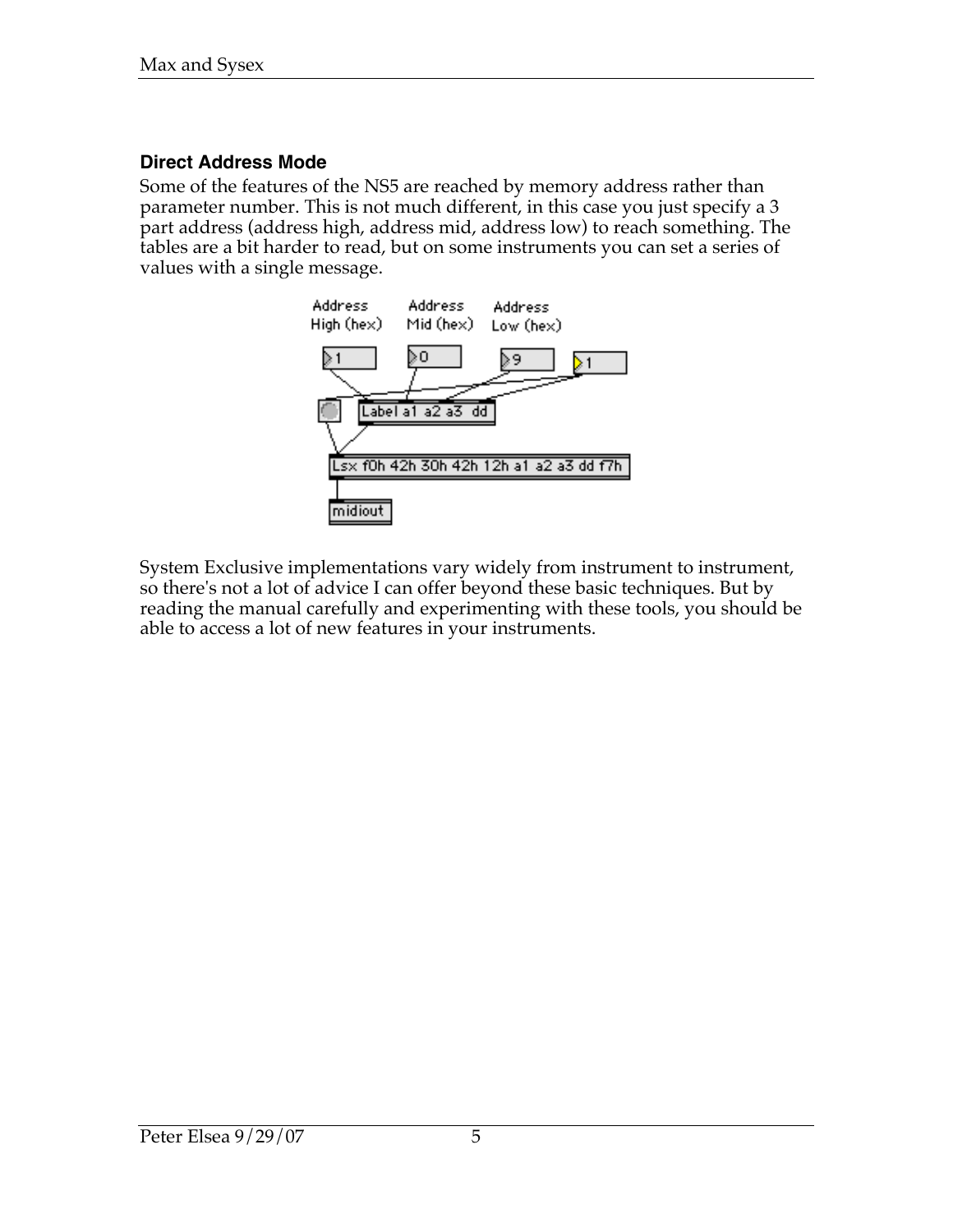### Direct Address Mode

Some of the features of the NS5 are reached by memory address rather than parameter number. This is not much different, in this case you just specify a 3 part address (address high, address mid, address low) to reach something. The tables are a bit harder to read, but on some instruments you can set a series of values with a single message.

Address High (hex)

Address Mid (hex)

Address Low (hex)

1

0

9

1

Label a1 a2 a3 dd

Lsx f0h 42h 30h 42h 12h a1 a2 a3 dd f7h

midiout

System Exclusive implementations vary widely from instrument to instrument, so there's not a lot of advice I can offer beyond these basic techniques. But by reading the manual carefully and experimenting with these tools, you should be able to access a lot of new features in your instruments.